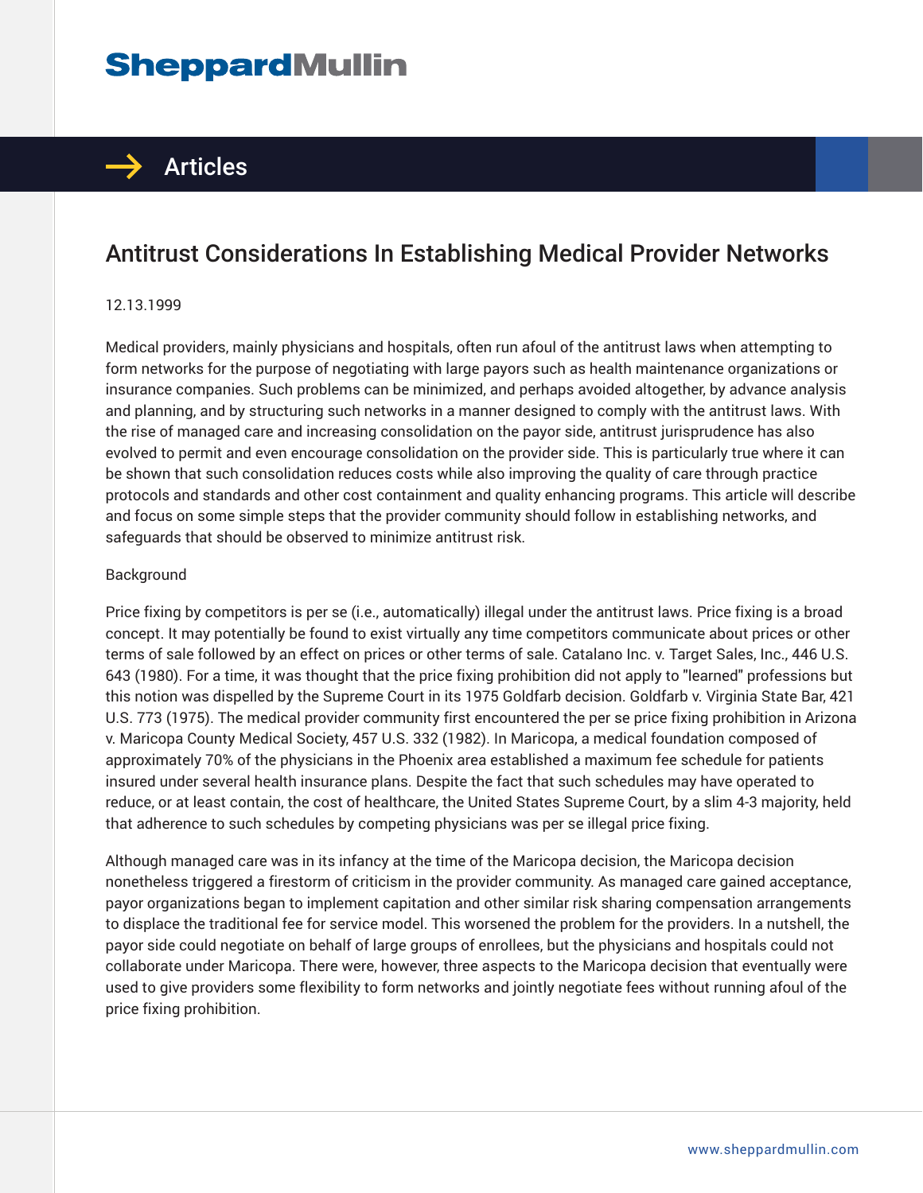# Antitrust Considerations In Establishing Medical Provider Networks

12.13.1999

Medical providers, mainly physicians and hospitals, often run afoul of the antitrust laws when attempting to form networks for the purpose of negotiating with large payors such as health maintenance organizations or insurance companies. Such problems can be minimized, and perhaps avoided altogether, by advance analysis and planning, and by structuring such networks in a manner designed to comply with the antitrust laws. With the rise of managed care and increasing consolidation on the payor side, antitrust jurisprudence has also evolved to permit and even encourage consolidation on the provider side. This is particularly true where it can be shown that such consolidation reduces costs while also improving the quality of care through practice protocols and standards and other cost containment and quality enhancing programs. This article will describe and focus on some simple steps that the provider community should follow in establishing networks, and safeguards that should be observed to minimize antitrust risk.

## Background

Price fixing by competitors is per se (i.e., automatically) illegal under the antitrust laws. Price fixing is a broad concept. It may potentially be found to exist virtually any time competitors communicate about prices or other terms of sale followed by an effect on prices or other terms of sale. Catalano Inc. v. Target Sales, Inc., 446 U.S. 643 (1980). For a time, it was thought that the price fixing prohibition did not apply to "learned" professions but this notion was dispelled by the Supreme Court in its 1975 Goldfarb decision. Goldfarb v. Virginia State Bar, 421 U.S. 773 (1975). The medical provider community first encountered the per se price fixing prohibition in Arizona v. Maricopa County Medical Society, 457 U.S. 332 (1982). In Maricopa, a medical foundation composed of approximately 70% of the physicians in the Phoenix area established a maximum fee schedule for patients insured under several health insurance plans. Despite the fact that such schedules may have operated to reduce, or at least contain, the cost of healthcare, the United States Supreme Court, by a slim 4-3 majority, held that adherence to such schedules by competing physicians was per se illegal price fixing.

Although managed care was in its infancy at the time of the Maricopa decision, the Maricopa decision nonetheless triggered a firestorm of criticism in the provider community. As managed care gained acceptance, payor organizations began to implement capitation and other similar risk sharing compensation arrangements to displace the traditional fee for service model. This worsened the problem for the providers. In a nutshell, the payor side could negotiate on behalf of large groups of enrollees, but the physicians and hospitals could not collaborate under Maricopa. There were, however, three aspects to the Maricopa decision that eventually were used to give providers some flexibility to form networks and jointly negotiate fees without running afoul of the price fixing prohibition.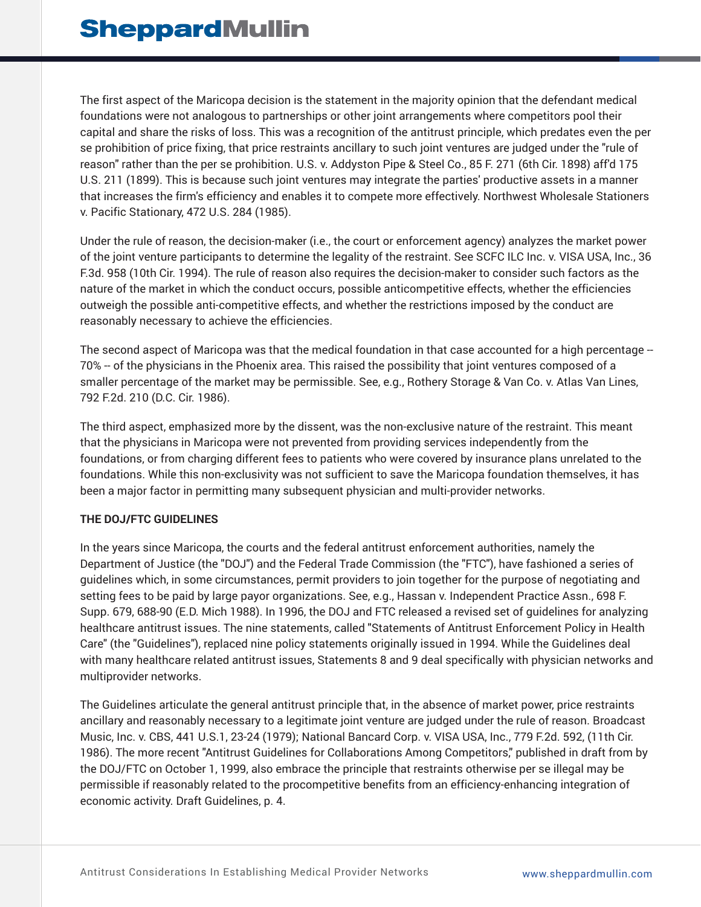The first aspect of the Maricopa decision is the statement in the majority opinion that the defendant medical foundations were not analogous to partnerships or other joint arrangements where competitors pool their capital and share the risks of loss. This was a recognition of the antitrust principle, which predates even the per se prohibition of price fixing, that price restraints ancillary to such joint ventures are judged under the "rule of reason" rather than the per se prohibition. U.S. v. Addyston Pipe & Steel Co., 85 F. 271 (6th Cir. 1898) aff'd 175 U.S. 211 (1899). This is because such joint ventures may integrate the parties' productive assets in a manner that increases the firm's efficiency and enables it to compete more effectively. Northwest Wholesale Stationers v. Pacific Stationary, 472 U.S. 284 (1985).

Under the rule of reason, the decision-maker (i.e., the court or enforcement agency) analyzes the market power of the joint venture participants to determine the legality of the restraint. See SCFC ILC Inc. v. VISA USA, Inc., 36 F.3d. 958 (10th Cir. 1994). The rule of reason also requires the decision-maker to consider such factors as the nature of the market in which the conduct occurs, possible anticompetitive effects, whether the efficiencies outweigh the possible anti-competitive effects, and whether the restrictions imposed by the conduct are reasonably necessary to achieve the efficiencies.

The second aspect of Maricopa was that the medical foundation in that case accounted for a high percentage -- 70% -- of the physicians in the Phoenix area. This raised the possibility that joint ventures composed of a smaller percentage of the market may be permissible. See, e.g., Rothery Storage & Van Co. v. Atlas Van Lines, 792 F.2d. 210 (D.C. Cir. 1986).

The third aspect, emphasized more by the dissent, was the non-exclusive nature of the restraint. This meant that the physicians in Maricopa were not prevented from providing services independently from the foundations, or from charging different fees to patients who were covered by insurance plans unrelated to the foundations. While this non-exclusivity was not sufficient to save the Maricopa foundation themselves, it has been a major factor in permitting many subsequent physician and multi-provider networks.

**THE DOJ/FTC GUIDELINES**

In the years since Maricopa, the courts and the federal antitrust enforcement authorities, namely the Department of Justice (the "DOJ") and the Federal Trade Commission (the "FTC"), have fashioned a series of guidelines which, in some circumstances, permit providers to join together for the purpose of negotiating and setting fees to be paid by large payor organizations. See, e.g., Hassan v. Independent Practice Assn., 698 F. Supp. 679, 688-90 (E.D. Mich 1988). In 1996, the DOJ and FTC released a revised set of guidelines for analyzing healthcare antitrust issues. The nine statements, called "Statements of Antitrust Enforcement Policy in Health Care" (the "Guidelines"), replaced nine policy statements originally issued in 1994. While the Guidelines deal with many healthcare related antitrust issues, Statements 8 and 9 deal specifically with physician networks and multiprovider networks.

The Guidelines articulate the general antitrust principle that, in the absence of market power, price restraints ancillary and reasonably necessary to a legitimate joint venture are judged under the rule of reason. Broadcast Music, Inc. v. CBS, 441 U.S.1, 23-24 (1979); National Bancard Corp. v. VISA USA, Inc., 779 F.2d. 592, (11th Cir. 1986). The more recent "Antitrust Guidelines for Collaborations Among Competitors," published in draft from by the DOJ/FTC on October 1, 1999, also embrace the principle that restraints otherwise per se illegal may be permissible if reasonably related to the procompetitive benefits from an efficiency-enhancing integration of economic activity. Draft Guidelines, p. 4.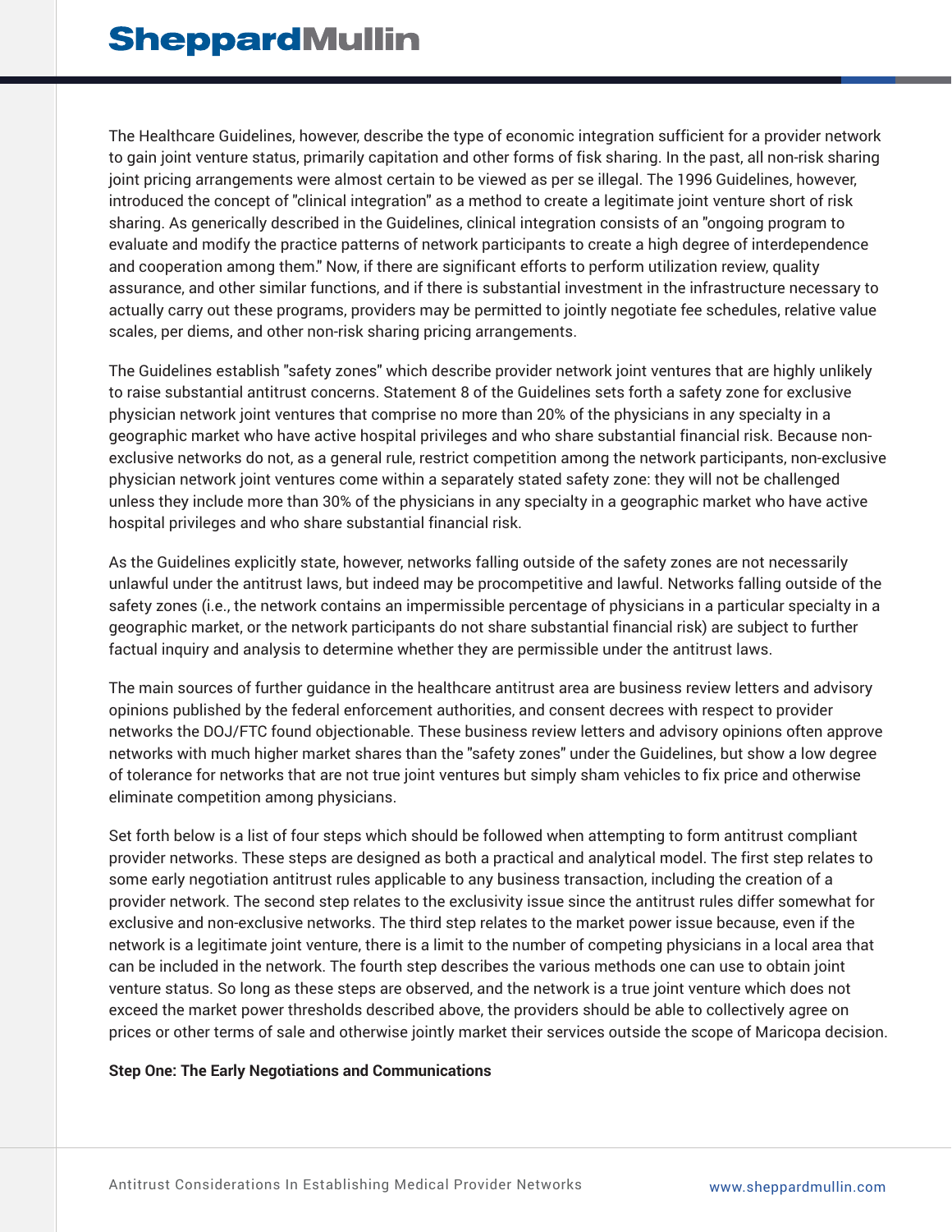The Healthcare Guidelines, however, describe the type of economic integration sufficient for a provider network to gain joint venture status, primarily capitation and other forms of fisk sharing. In the past, all non-risk sharing joint pricing arrangements were almost certain to be viewed as per se illegal. The 1996 Guidelines, however, introduced the concept of "clinical integration" as a method to create a legitimate joint venture short of risk sharing. As generically described in the Guidelines, clinical integration consists of an "ongoing program to evaluate and modify the practice patterns of network participants to create a high degree of interdependence and cooperation among them." Now, if there are significant efforts to perform utilization review, quality assurance, and other similar functions, and if there is substantial investment in the infrastructure necessary to actually carry out these programs, providers may be permitted to jointly negotiate fee schedules, relative value scales, per diems, and other non-risk sharing pricing arrangements.

The Guidelines establish "safety zones" which describe provider network joint ventures that are highly unlikely to raise substantial antitrust concerns. Statement 8 of the Guidelines sets forth a safety zone for exclusive physician network joint ventures that comprise no more than 20% of the physicians in any specialty in a geographic market who have active hospital privileges and who share substantial financial risk. Because non-exclusive networks do not, as a general rule, restrict competition among the network participants, non-exclusive physician network joint ventures come within a separately stated safety zone: they will not be challenged unless they include more than 30% of the physicians in any specialty in a geographic market who have active hospital privileges and who share substantial financial risk.

As the Guidelines explicitly state, however, networks falling outside of the safety zones are not necessarily unlawful under the antitrust laws, but indeed may be procompetitive and lawful. Networks falling outside of the safety zones (i.e., the network contains an impermissible percentage of physicians in a particular specialty in a geographic market, or the network participants do not share substantial financial risk) are subject to further factual inquiry and analysis to determine whether they are permissible under the antitrust laws.

The main sources of further guidance in the healthcare antitrust area are business review letters and advisory opinions published by the federal enforcement authorities, and consent decrees with respect to provider networks the DOJ/FTC found objectionable. These business review letters and advisory opinions often approve networks with much higher market shares than the "safety zones" under the Guidelines, but show a low degree of tolerance for networks that are not true joint ventures but simply sham vehicles to fix price and otherwise eliminate competition among physicians.

Set forth below is a list of four steps which should be followed when attempting to form antitrust compliant provider networks. These steps are designed as both a practical and analytical model. The first step relates to some early negotiation antitrust rules applicable to any business transaction, including the creation of a provider network. The second step relates to the exclusivity issue since the antitrust rules differ somewhat for exclusive and non-exclusive networks. The third step relates to the market power issue because, even if the network is a legitimate joint venture, there is a limit to the number of competing physicians in a local area that can be included in the network. The fourth step describes the various methods one can use to obtain joint venture status. So long as these steps are observed, and the network is a true joint venture which does not exceed the market power thresholds described above, the providers should be able to collectively agree on prices or other terms of sale and otherwise jointly market their services outside the scope of Maricopa decision.

**Step One: The Early Negotiations and Communications**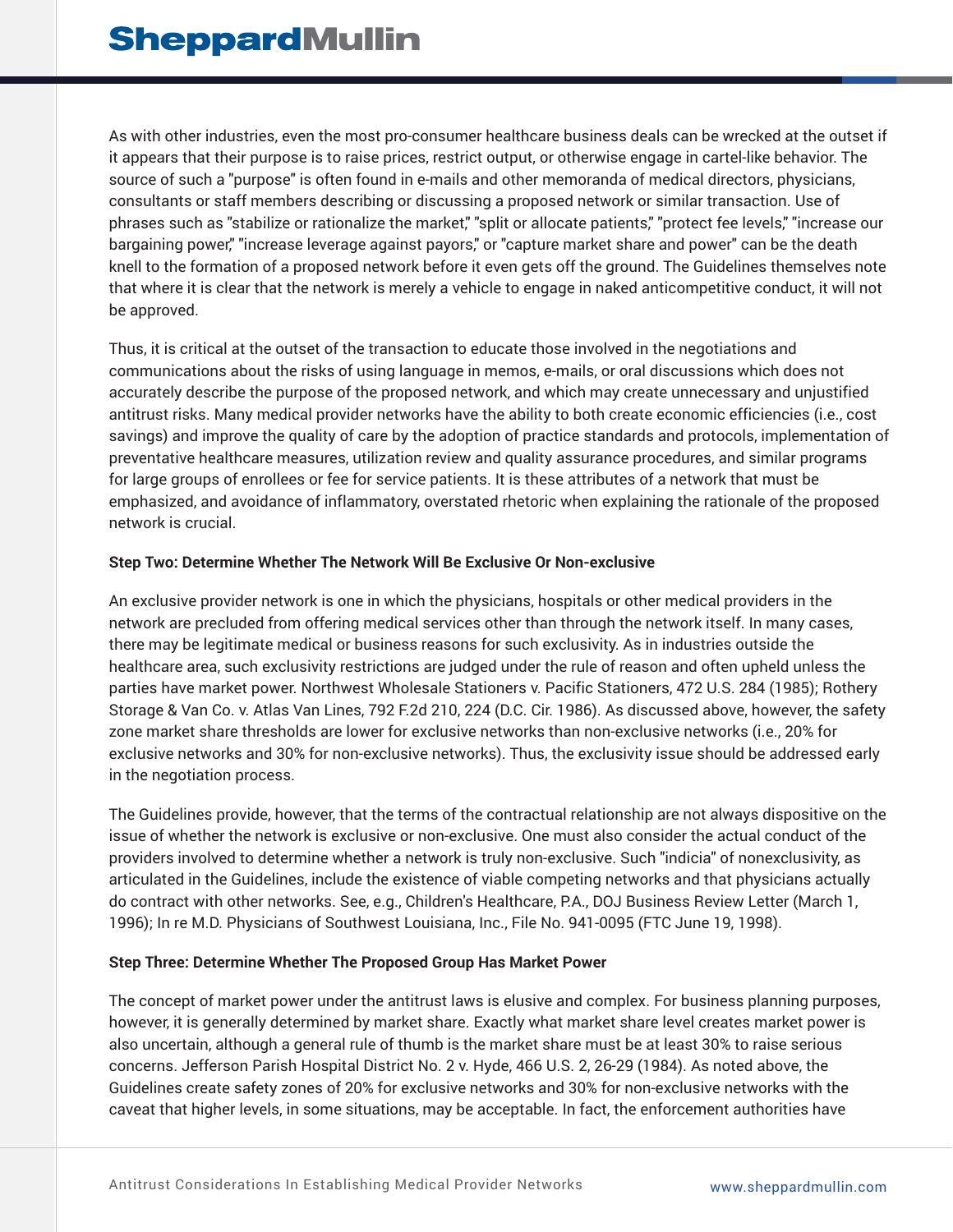As with other industries, even the most pro-consumer healthcare business deals can be wrecked at the outset if it appears that their purpose is to raise prices, restrict output, or otherwise engage in cartel-like behavior. The source of such a "purpose" is often found in e-mails and other memoranda of medical directors, physicians, consultants or staff members describing or discussing a proposed network or similar transaction. Use of phrases such as "stabilize or rationalize the market," "split or allocate patients," "protect fee levels," "increase our bargaining power," "increase leverage against payors," or "capture market share and power" can be the death knell to the formation of a proposed network before it even gets off the ground. The Guidelines themselves note that where it is clear that the network is merely a vehicle to engage in naked anticompetitive conduct, it will not be approved.

Thus, it is critical at the outset of the transaction to educate those involved in the negotiations and communications about the risks of using language in memos, e-mails, or oral discussions which does not accurately describe the purpose of the proposed network, and which may create unnecessary and unjustified antitrust risks. Many medical provider networks have the ability to both create economic efficiencies (i.e., cost savings) and improve the quality of care by the adoption of practice standards and protocols, implementation of preventative healthcare measures, utilization review and quality assurance procedures, and similar programs for large groups of enrollees or fee for service patients. It is these attributes of a network that must be emphasized, and avoidance of inflammatory, overstated rhetoric when explaining the rationale of the proposed network is crucial.

**Step Two: Determine Whether The Network Will Be Exclusive Or Non-exclusive**

An exclusive provider network is one in which the physicians, hospitals or other medical providers in the network are precluded from offering medical services other than through the network itself. In many cases, there may be legitimate medical or business reasons for such exclusivity. As in industries outside the healthcare area, such exclusivity restrictions are judged under the rule of reason and often upheld unless the parties have market power. Northwest Wholesale Stationers v. Pacific Stationers, 472 U.S. 284 (1985); Rothery Storage & Van Co. v. Atlas Van Lines, 792 F.2d 210, 224 (D.C. Cir. 1986). As discussed above, however, the safety zone market share thresholds are lower for exclusive networks than non-exclusive networks (i.e., 20% for exclusive networks and 30% for non-exclusive networks). Thus, the exclusivity issue should be addressed early in the negotiation process.

The Guidelines provide, however, that the terms of the contractual relationship are not always dispositive on the issue of whether the network is exclusive or non-exclusive. One must also consider the actual conduct of the providers involved to determine whether a network is truly non-exclusive. Such "indicia" of nonexclusivity, as articulated in the Guidelines, include the existence of viable competing networks and that physicians actually do contract with other networks. See, e.g., Children's Healthcare, P.A., DOJ Business Review Letter (March 1, 1996); In re M.D. Physicians of Southwest Louisiana, Inc., File No. 941-0095 (FTC June 19, 1998).

**Step Three: Determine Whether The Proposed Group Has Market Power**

The concept of market power under the antitrust laws is elusive and complex. For business planning purposes, however, it is generally determined by market share. Exactly what market share level creates market power is also uncertain, although a general rule of thumb is the market share must be at least 30% to raise serious concerns. Jefferson Parish Hospital District No. 2 v. Hyde, 466 U.S. 2, 26-29 (1984). As noted above, the Guidelines create safety zones of 20% for exclusive networks and 30% for non-exclusive networks with the caveat that higher levels, in some situations, may be acceptable. In fact, the enforcement authorities have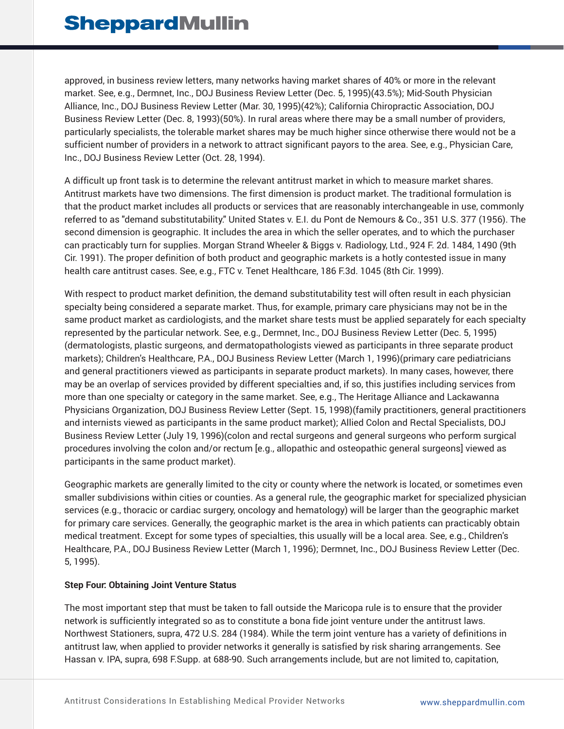approved, in business review letters, many networks having market shares of 40% or more in the relevant market. See, e.g., Dermnet, Inc., DOJ Business Review Letter (Dec. 5, 1995)(43.5%); Mid-South Physician Alliance, Inc., DOJ Business Review Letter (Mar. 30, 1995)(42%); California Chiropractic Association, DOJ Business Review Letter (Dec. 8, 1993)(50%). In rural areas where there may be a small number of providers, particularly specialists, the tolerable market shares may be much higher since otherwise there would not be a sufficient number of providers in a network to attract significant payors to the area. See, e.g., Physician Care, Inc., DOJ Business Review Letter (Oct. 28, 1994).

A difficult up front task is to determine the relevant antitrust market in which to measure market shares. Antitrust markets have two dimensions. The first dimension is product market. The traditional formulation is that the product market includes all products or services that are reasonably interchangeable in use, commonly referred to as "demand substitutability." United States v. E.I. du Pont de Nemours & Co., 351 U.S. 377 (1956). The second dimension is geographic. It includes the area in which the seller operates, and to which the purchaser can practicably turn for supplies. Morgan Strand Wheeler & Biggs v. Radiology, Ltd., 924 F. 2d. 1484, 1490 (9th Cir. 1991). The proper definition of both product and geographic markets is a hotly contested issue in many health care antitrust cases. See, e.g., FTC v. Tenet Healthcare, 186 F.3d. 1045 (8th Cir. 1999).

With respect to product market definition, the demand substitutability test will often result in each physician specialty being considered a separate market. Thus, for example, primary care physicians may not be in the same product market as cardiologists, and the market share tests must be applied separately for each specialty represented by the particular network. See, e.g., Dermnet, Inc., DOJ Business Review Letter (Dec. 5, 1995) (dermatologists, plastic surgeons, and dermatopathologists viewed as participants in three separate product markets); Children's Healthcare, P.A., DOJ Business Review Letter (March 1, 1996)(primary care pediatricians and general practitioners viewed as participants in separate product markets). In many cases, however, there may be an overlap of services provided by different specialties and, if so, this justifies including services from more than one specialty or category in the same market. See, e.g., The Heritage Alliance and Lackawanna Physicians Organization, DOJ Business Review Letter (Sept. 15, 1998)(family practitioners, general practitioners and internists viewed as participants in the same product market); Allied Colon and Rectal Specialists, DOJ Business Review Letter (July 19, 1996)(colon and rectal surgeons and general surgeons who perform surgical procedures involving the colon and/or rectum [e.g., allopathic and osteopathic general surgeons] viewed as participants in the same product market).

Geographic markets are generally limited to the city or county where the network is located, or sometimes even smaller subdivisions within cities or counties. As a general rule, the geographic market for specialized physician services (e.g., thoracic or cardiac surgery, oncology and hematology) will be larger than the geographic market for primary care services. Generally, the geographic market is the area in which patients can practicably obtain medical treatment. Except for some types of specialties, this usually will be a local area. See, e.g., Children's Healthcare, P.A., DOJ Business Review Letter (March 1, 1996); Dermnet, Inc., DOJ Business Review Letter (Dec. 5, 1995).

**Step Four: Obtaining Joint Venture Status**

The most important step that must be taken to fall outside the Maricopa rule is to ensure that the provider network is sufficiently integrated so as to constitute a bona fide joint venture under the antitrust laws. Northwest Stationers, supra, 472 U.S. 284 (1984). While the term joint venture has a variety of definitions in antitrust law, when applied to provider networks it generally is satisfied by risk sharing arrangements. See Hassan v. IPA, supra, 698 F.Supp. at 688-90. Such arrangements include, but are not limited to, capitation,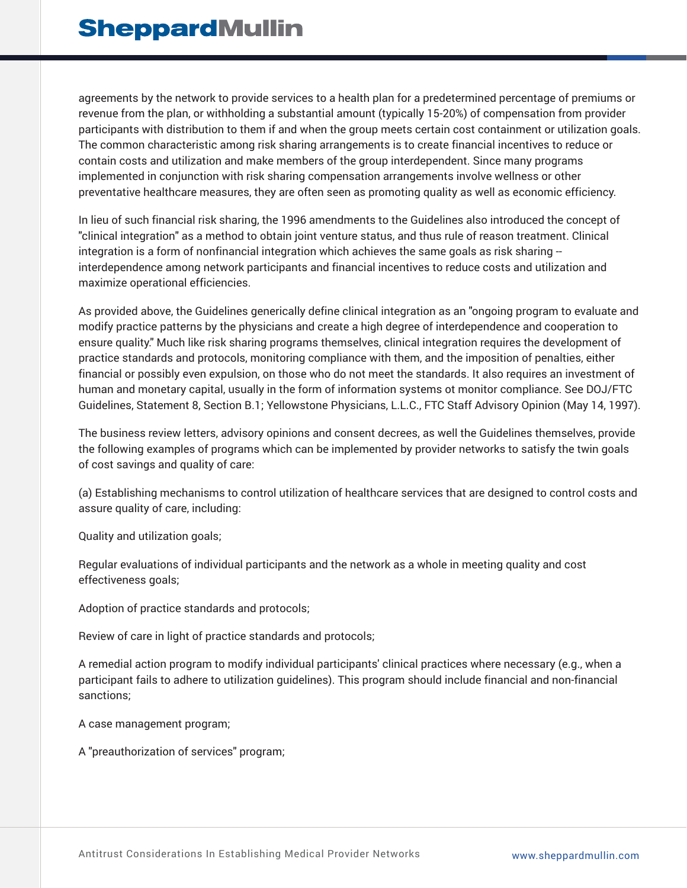agreements by the network to provide services to a health plan for a predetermined percentage of premiums or revenue from the plan, or withholding a substantial amount (typically 15-20%) of compensation from provider participants with distribution to them if and when the group meets certain cost containment or utilization goals. The common characteristic among risk sharing arrangements is to create financial incentives to reduce or contain costs and utilization and make members of the group interdependent. Since many programs implemented in conjunction with risk sharing compensation arrangements involve wellness or other preventative healthcare measures, they are often seen as promoting quality as well as economic efficiency.

In lieu of such financial risk sharing, the 1996 amendments to the Guidelines also introduced the concept of "clinical integration" as a method to obtain joint venture status, and thus rule of reason treatment. Clinical integration is a form of nonfinancial integration which achieves the same goals as risk sharing -- interdependence among network participants and financial incentives to reduce costs and utilization and maximize operational efficiencies.

As provided above, the Guidelines generically define clinical integration as an "ongoing program to evaluate and modify practice patterns by the physicians and create a high degree of interdependence and cooperation to ensure quality." Much like risk sharing programs themselves, clinical integration requires the development of practice standards and protocols, monitoring compliance with them, and the imposition of penalties, either financial or possibly even expulsion, on those who do not meet the standards. It also requires an investment of human and monetary capital, usually in the form of information systems ot monitor compliance. See DOJ/FTC Guidelines, Statement 8, Section B.1; Yellowstone Physicians, L.L.C., FTC Staff Advisory Opinion (May 14, 1997).

The business review letters, advisory opinions and consent decrees, as well the Guidelines themselves, provide the following examples of programs which can be implemented by provider networks to satisfy the twin goals of cost savings and quality of care:

(a) Establishing mechanisms to control utilization of healthcare services that are designed to control costs and assure quality of care, including:

Quality and utilization goals;

Regular evaluations of individual participants and the network as a whole in meeting quality and cost effectiveness goals;

Adoption of practice standards and protocols;

Review of care in light of practice standards and protocols;

A remedial action program to modify individual participants' clinical practices where necessary (e.g., when a participant fails to adhere to utilization guidelines). This program should include financial and non-financial sanctions;

A case management program;

A "preauthorization of services" program;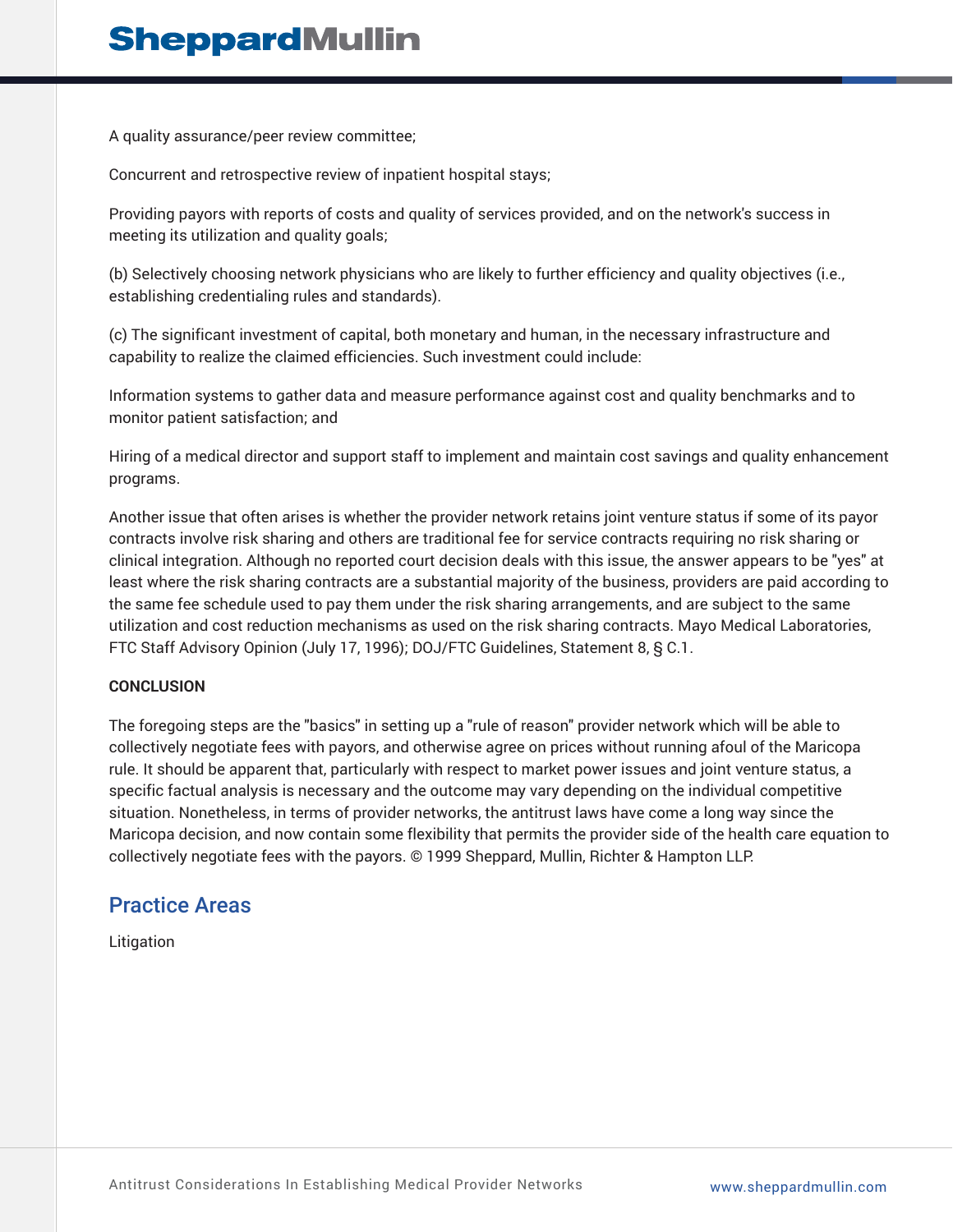A quality assurance/peer review committee;

Concurrent and retrospective review of inpatient hospital stays;

Providing payors with reports of costs and quality of services provided, and on the network's success in meeting its utilization and quality goals;

(b) Selectively choosing network physicians who are likely to further efficiency and quality objectives (i.e., establishing credentialing rules and standards).

(c) The significant investment of capital, both monetary and human, in the necessary infrastructure and capability to realize the claimed efficiencies. Such investment could include:

Information systems to gather data and measure performance against cost and quality benchmarks and to monitor patient satisfaction; and

Hiring of a medical director and support staff to implement and maintain cost savings and quality enhancement programs.

Another issue that often arises is whether the provider network retains joint venture status if some of its payor contracts involve risk sharing and others are traditional fee for service contracts requiring no risk sharing or clinical integration. Although no reported court decision deals with this issue, the answer appears to be "yes" at least where the risk sharing contracts are a substantial majority of the business, providers are paid according to the same fee schedule used to pay them under the risk sharing arrangements, and are subject to the same utilization and cost reduction mechanisms as used on the risk sharing contracts. Mayo Medical Laboratories, FTC Staff Advisory Opinion (July 17, 1996); DOJ/FTC Guidelines, Statement 8, § C.1.

**CONCLUSION**

The foregoing steps are the "basics" in setting up a "rule of reason" provider network which will be able to collectively negotiate fees with payors, and otherwise agree on prices without running afoul of the Maricopa rule. It should be apparent that, particularly with respect to market power issues and joint venture status, a specific factual analysis is necessary and the outcome may vary depending on the individual competitive situation. Nonetheless, in terms of provider networks, the antitrust laws have come a long way since the Maricopa decision, and now contain some flexibility that permits the provider side of the health care equation to collectively negotiate fees with the payors. © 1999 Sheppard, Mullin, Richter & Hampton LLP.

## Practice Areas

Litigation